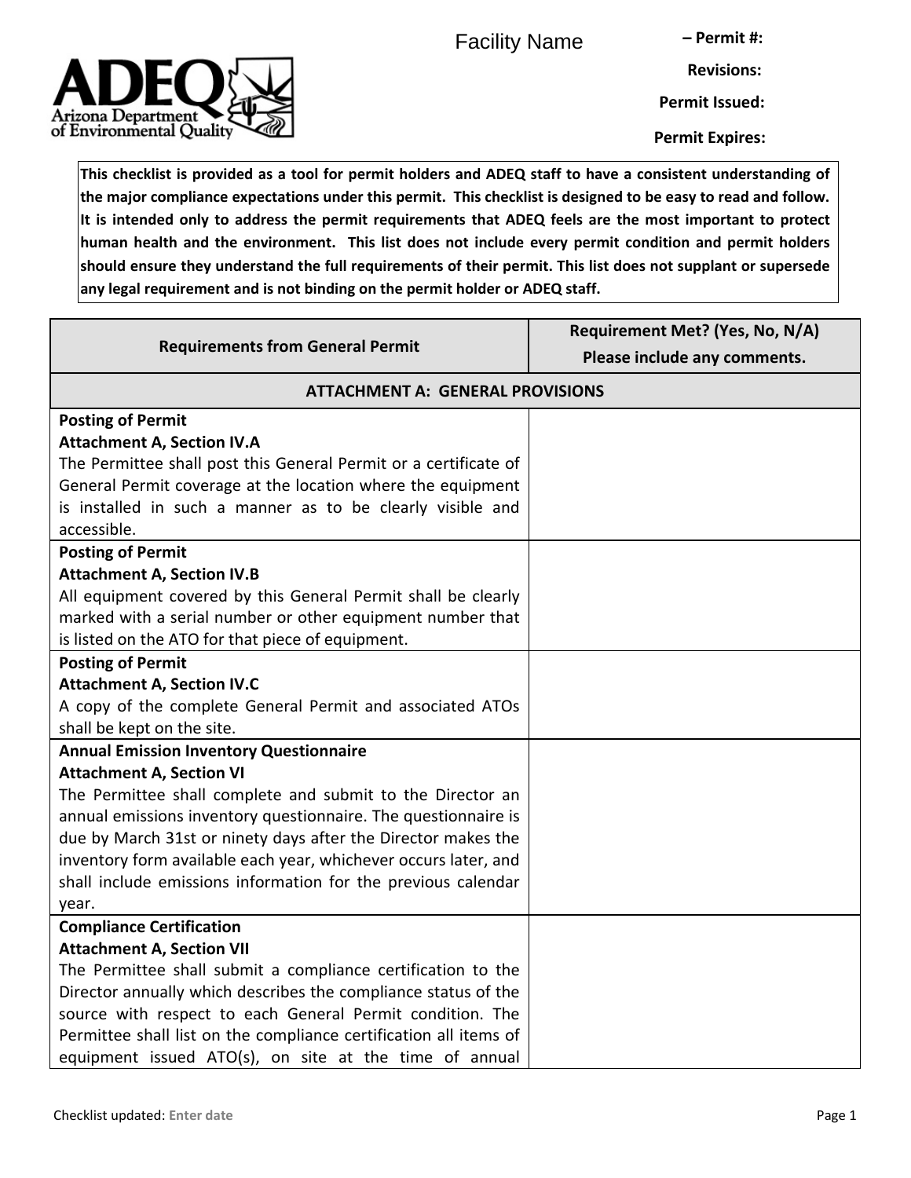Facility Name – Permit #:

Revisions:

Permit Issued:

Permit Expires:

**This checklist is provided as a tool for permit holders and ADEQ staff to have a consistent understanding of the major compliance expectations under this permit. This checklist is designed to be easy to read and follow. It is intended only to address the permit requirements that ADEQ feels are the most important to protect human health and the environment. This list does not include every permit condition and permit holders should ensure they understand the full requirements of their permit. This list does not supplant or supersede any legal requirement and is not binding on the permit holder or ADEQ staff.**

| Requirements from General Permit | Requirement Met? (Yes, No, N/A) Please include any comments. |
|---|---|
| **ATTACHMENT A: GENERAL PROVISIONS** | |
| **Posting of Permit**<br>**Attachment A, Section IV.A**<br>The Permittee shall post this General Permit or a certificate of General Permit coverage at the location where the equipment is installed in such a manner as to be clearly visible and accessible. | |
| **Posting of Permit**<br>**Attachment A, Section IV.B**<br>All equipment covered by this General Permit shall be clearly marked with a serial number or other equipment number that is listed on the ATO for that piece of equipment. | |
| **Posting of Permit**<br>**Attachment A, Section IV.C**<br>A copy of the complete General Permit and associated ATOs shall be kept on the site. | |
| **Annual Emission Inventory Questionnaire**<br>**Attachment A, Section VI**<br>The Permittee shall complete and submit to the Director an annual emissions inventory questionnaire. The questionnaire is due by March 31st or ninety days after the Director makes the inventory form available each year, whichever occurs later, and shall include emissions information for the previous calendar year. | |
| **Compliance Certification**<br>**Attachment A, Section VII**<br>The Permittee shall submit a compliance certification to the Director annually which describes the compliance status of the source with respect to each General Permit condition. The Permittee shall list on the compliance certification all items of equipment issued ATO(s), on site at the time of annual | |

Checklist updated: Enter date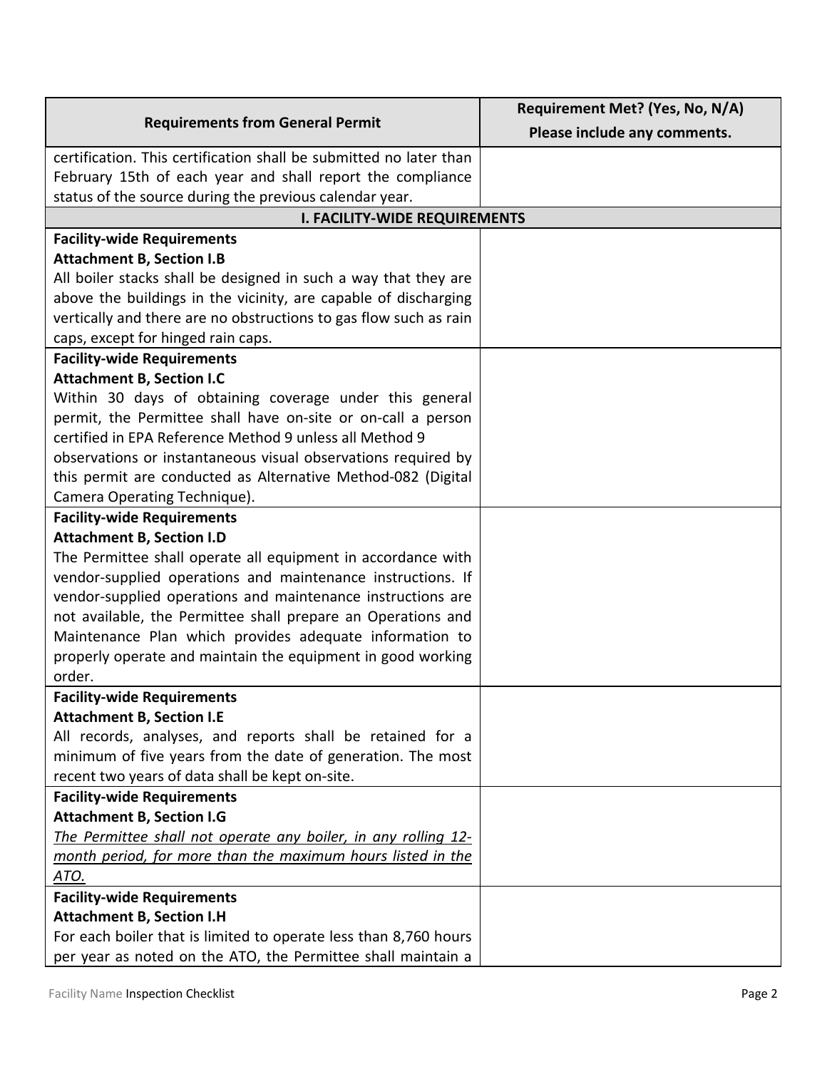| Requirements from General Permit | Requirement Met? (Yes, No, N/A) Please include any comments. |
| --- | --- |
| certification. This certification shall be submitted no later than February 15th of each year and shall report the compliance status of the source during the previous calendar year. | |
| **I. FACILITY-WIDE REQUIREMENTS** | |
| **Facility-wide Requirements**<br>**Attachment B, Section I.B**<br>All boiler stacks shall be designed in such a way that they are above the buildings in the vicinity, are capable of discharging vertically and there are no obstructions to gas flow such as rain caps, except for hinged rain caps. | |
| **Facility-wide Requirements**<br>**Attachment B, Section I.C**<br>Within 30 days of obtaining coverage under this general permit, the Permittee shall have on-site or on-call a person certified in EPA Reference Method 9 unless all Method 9 observations or instantaneous visual observations required by this permit are conducted as Alternative Method-082 (Digital Camera Operating Technique). | |
| **Facility-wide Requirements**<br>**Attachment B, Section I.D**<br>The Permittee shall operate all equipment in accordance with vendor-supplied operations and maintenance instructions. If vendor-supplied operations and maintenance instructions are not available, the Permittee shall prepare an Operations and Maintenance Plan which provides adequate information to properly operate and maintain the equipment in good working order. | |
| **Facility-wide Requirements**<br>**Attachment B, Section I.E**<br>All records, analyses, and reports shall be retained for a minimum of five years from the date of generation. The most recent two years of data shall be kept on-site. | |
| **Facility-wide Requirements**<br>**Attachment B, Section I.G**<br>*<u>The Permittee shall not operate any boiler, in any rolling 12-month period, for more than the maximum hours listed in the ATO.</u>* | |
| **Facility-wide Requirements**<br>**Attachment B, Section I.H**<br>For each boiler that is limited to operate less than 8,760 hours per year as noted on the ATO, the Permittee shall maintain a | |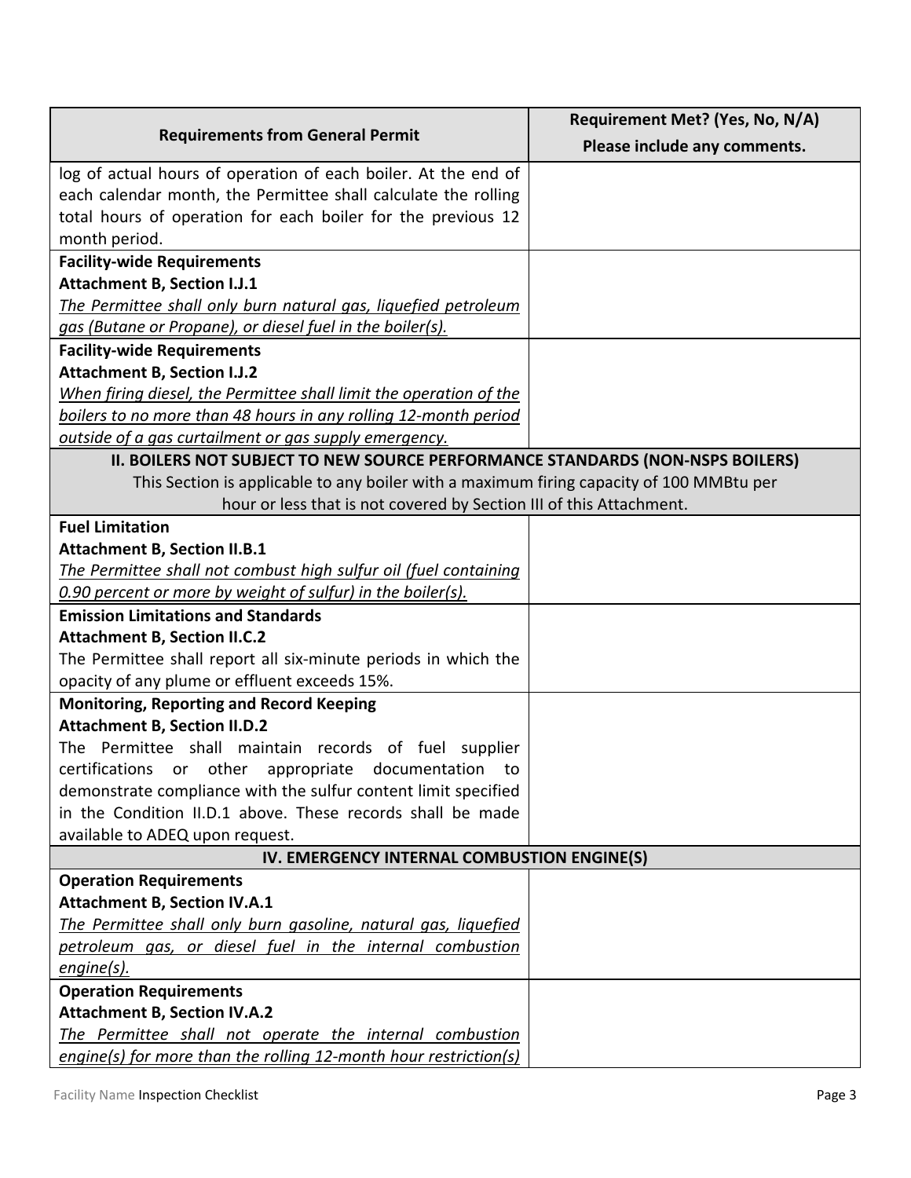| Requirements from General Permit | Requirement Met? (Yes, No, N/A) Please include any comments. |
| --- | --- |
| log of actual hours of operation of each boiler. At the end of each calendar month, the Permittee shall calculate the rolling total hours of operation for each boiler for the previous 12 month period. | |
| **Facility-wide Requirements**<br>**Attachment B, Section I.J.1**<br>*The Permittee shall only burn natural gas, liquefied petroleum gas (Butane or Propane), or diesel fuel in the boiler(s).* | |
| **Facility-wide Requirements**<br>**Attachment B, Section I.J.2**<br>*When firing diesel, the Permittee shall limit the operation of the boilers to no more than 48 hours in any rolling 12-month period outside of a gas curtailment or gas supply emergency.* | |
| **II. BOILERS NOT SUBJECT TO NEW SOURCE PERFORMANCE STANDARDS (NON-NSPS BOILERS)**<br>This Section is applicable to any boiler with a maximum firing capacity of 100 MMBtu per hour or less that is not covered by Section III of this Attachment. | |
| **Fuel Limitation**<br>**Attachment B, Section II.B.1**<br>*The Permittee shall not combust high sulfur oil (fuel containing 0.90 percent or more by weight of sulfur) in the boiler(s).* | |
| **Emission Limitations and Standards**<br>**Attachment B, Section II.C.2**<br>The Permittee shall report all six-minute periods in which the opacity of any plume or effluent exceeds 15%. | |
| **Monitoring, Reporting and Record Keeping**<br>**Attachment B, Section II.D.2**<br>The Permittee shall maintain records of fuel supplier certifications or other appropriate documentation to demonstrate compliance with the sulfur content limit specified in the Condition II.D.1 above. These records shall be made available to ADEQ upon request. | |
| **IV. EMERGENCY INTERNAL COMBUSTION ENGINE(S)** | |
| **Operation Requirements**<br>**Attachment B, Section IV.A.1**<br>*The Permittee shall only burn gasoline, natural gas, liquefied petroleum gas, or diesel fuel in the internal combustion engine(s).* | |
| **Operation Requirements**<br>**Attachment B, Section IV.A.2**<br>*The Permittee shall not operate the internal combustion engine(s) for more than the rolling 12-month hour restriction(s)* | |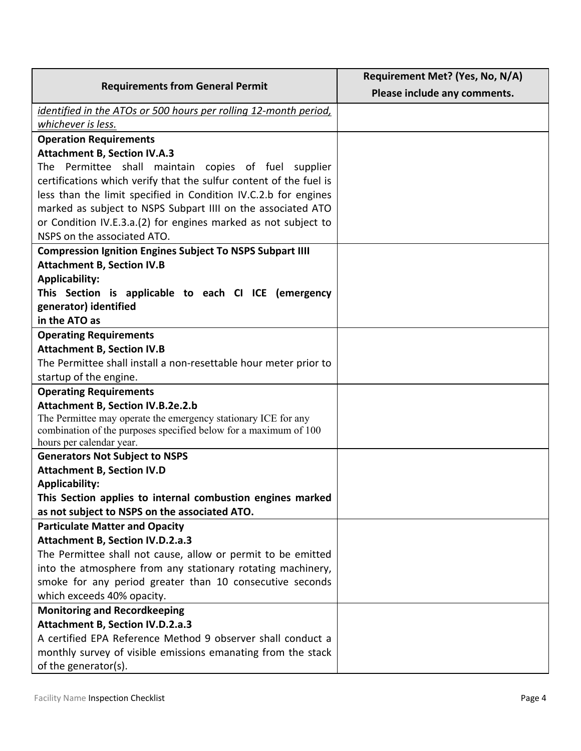| Requirements from General Permit | Requirement Met? (Yes, No, N/A)<br>Please include any comments. |
|---|---|
| *identified in the ATOs or 500 hours per rolling 12-month period, whichever is less.* | |
| **Operation Requirements**<br>**Attachment B, Section IV.A.3**<br>The Permittee shall maintain copies of fuel supplier certifications which verify that the sulfur content of the fuel is less than the limit specified in Condition IV.C.2.b for engines marked as subject to NSPS Subpart IIII on the associated ATO or Condition IV.E.3.a.(2) for engines marked as not subject to NSPS on the associated ATO. | |
| **Compression Ignition Engines Subject To NSPS Subpart IIII**<br>**Attachment B, Section IV.B**<br>**Applicability:**<br>**This Section is applicable to each CI ICE (emergency generator) identified in the ATO as** | |
| **Operating Requirements**<br>**Attachment B, Section IV.B**<br>The Permittee shall install a non-resettable hour meter prior to startup of the engine. | |
| **Operating Requirements**<br>**Attachment B, Section IV.B.2e.2.b**<br>The Permittee may operate the emergency stationary ICE for any combination of the purposes specified below for a maximum of 100 hours per calendar year. | |
| **Generators Not Subject to NSPS**<br>**Attachment B, Section IV.D**<br>**Applicability:**<br>**This Section applies to internal combustion engines marked as not subject to NSPS on the associated ATO.** | |
| **Particulate Matter and Opacity**<br>**Attachment B, Section IV.D.2.a.3**<br>The Permittee shall not cause, allow or permit to be emitted into the atmosphere from any stationary rotating machinery, smoke for any period greater than 10 consecutive seconds which exceeds 40% opacity. | |
| **Monitoring and Recordkeeping**<br>**Attachment B, Section IV.D.2.a.3**<br>A certified EPA Reference Method 9 observer shall conduct a monthly survey of visible emissions emanating from the stack of the generator(s). | |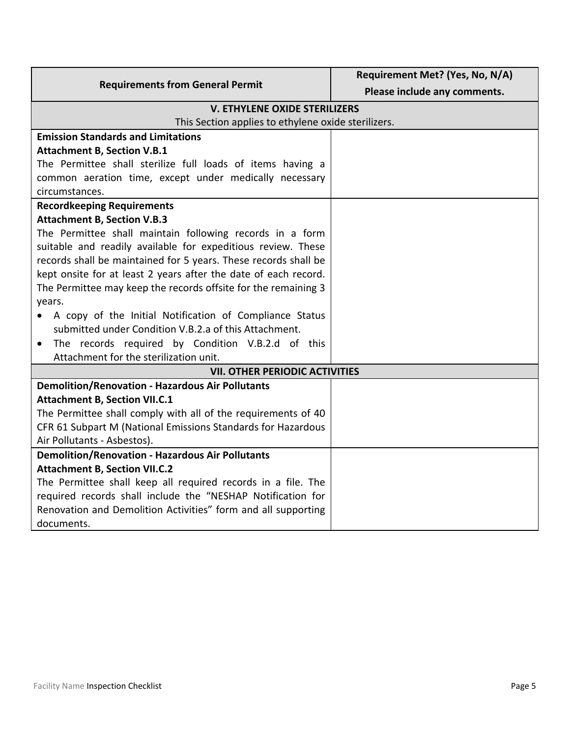| Requirements from General Permit | Requirement Met? (Yes, No, N/A) Please include any comments. |
| --- | --- |
| **V. ETHYLENE OXIDE STERILIZERS** This Section applies to ethylene oxide sterilizers. | |
| **Emission Standards and Limitations** **Attachment B, Section V.B.1** The Permittee shall sterilize full loads of items having a common aeration time, except under medically necessary circumstances. | |
| **Recordkeeping Requirements** **Attachment B, Section V.B.3** The Permittee shall maintain following records in a form suitable and readily available for expeditious review. These records shall be maintained for 5 years. These records shall be kept onsite for at least 2 years after the date of each record. The Permittee may keep the records offsite for the remaining 3 years. • A copy of the Initial Notification of Compliance Status submitted under Condition V.B.2.a of this Attachment. • The records required by Condition V.B.2.d of this Attachment for the sterilization unit. | |
| **VII. OTHER PERIODIC ACTIVITIES** | |
| **Demolition/Renovation - Hazardous Air Pollutants** **Attachment B, Section VII.C.1** The Permittee shall comply with all of the requirements of 40 CFR 61 Subpart M (National Emissions Standards for Hazardous Air Pollutants - Asbestos). | |
| **Demolition/Renovation - Hazardous Air Pollutants** **Attachment B, Section VII.C.2** The Permittee shall keep all required records in a file. The required records shall include the "NESHAP Notification for Renovation and Demolition Activities" form and all supporting documents. | |